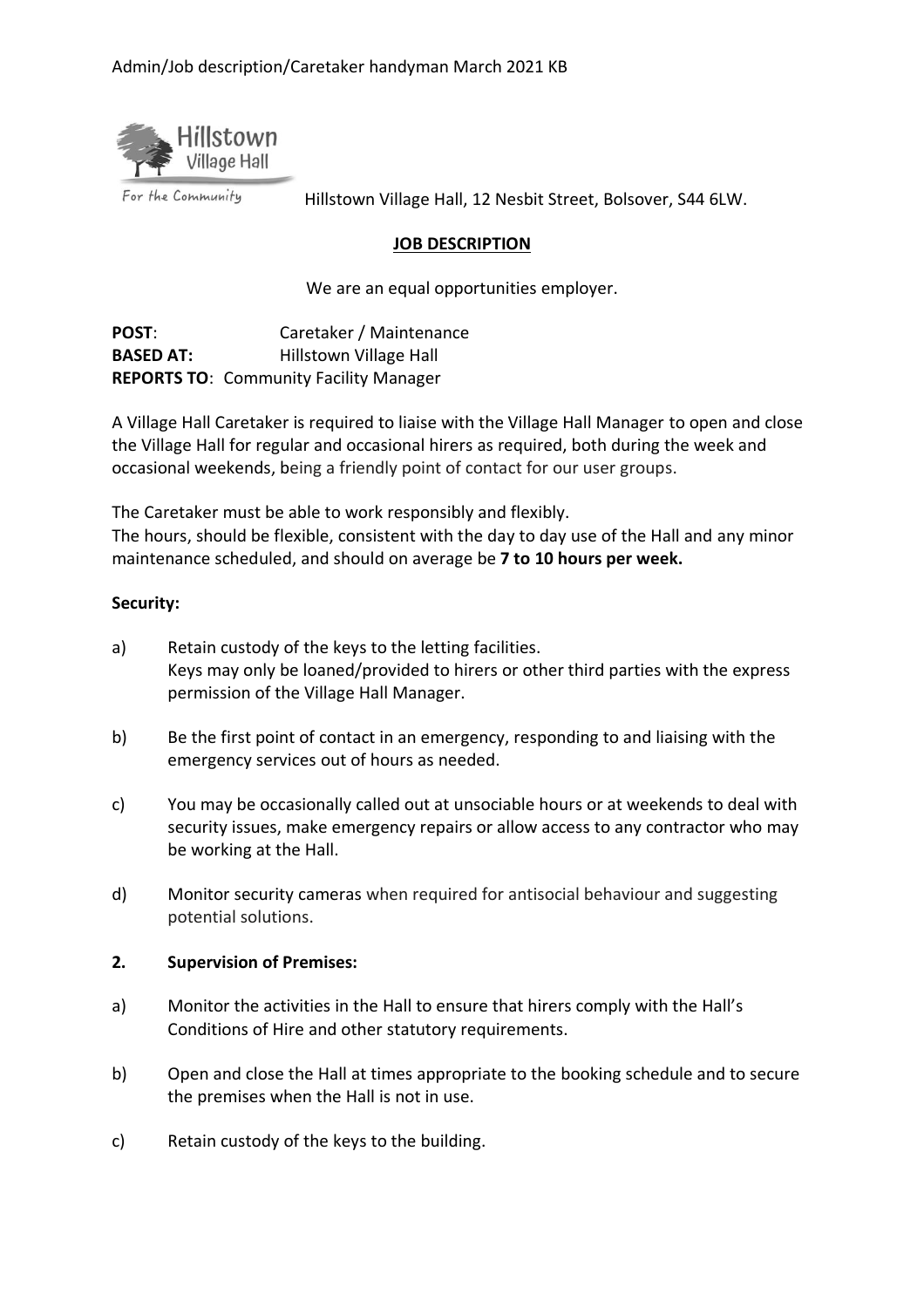Admin/Job description/Caretaker handyman March 2021 KB

Hillstown Village Hall

For the Community

Hillstown Village Hall, 12 Nesbit Street, Bolsover, S44 6LW.

## JOB DESCRIPTION

We are an equal opportunities employer.

**POST**: Caretaker / Maintenance
**BASED AT:** Hillstown Village Hall
**REPORTS TO**: Community Facility Manager

A Village Hall Caretaker is required to liaise with the Village Hall Manager to open and close the Village Hall for regular and occasional hirers as required, both during the week and occasional weekends, being a friendly point of contact for our user groups.

The Caretaker must be able to work responsibly and flexibly.
The hours, should be flexible, consistent with the day to day use of the Hall and any minor maintenance scheduled, and should on average be **7 to 10 hours per week.**

**Security:**

a) Retain custody of the keys to the letting facilities.
Keys may only be loaned/provided to hirers or other third parties with the express permission of the Village Hall Manager.

b) Be the first point of contact in an emergency, responding to and liaising with the emergency services out of hours as needed.

c) You may be occasionally called out at unsociable hours or at weekends to deal with security issues, make emergency repairs or allow access to any contractor who may be working at the Hall.

d) Monitor security cameras when required for antisocial behaviour and suggesting potential solutions.

**2. Supervision of Premises:**

a) Monitor the activities in the Hall to ensure that hirers comply with the Hall's Conditions of Hire and other statutory requirements.

b) Open and close the Hall at times appropriate to the booking schedule and to secure the premises when the Hall is not in use.

c) Retain custody of the keys to the building.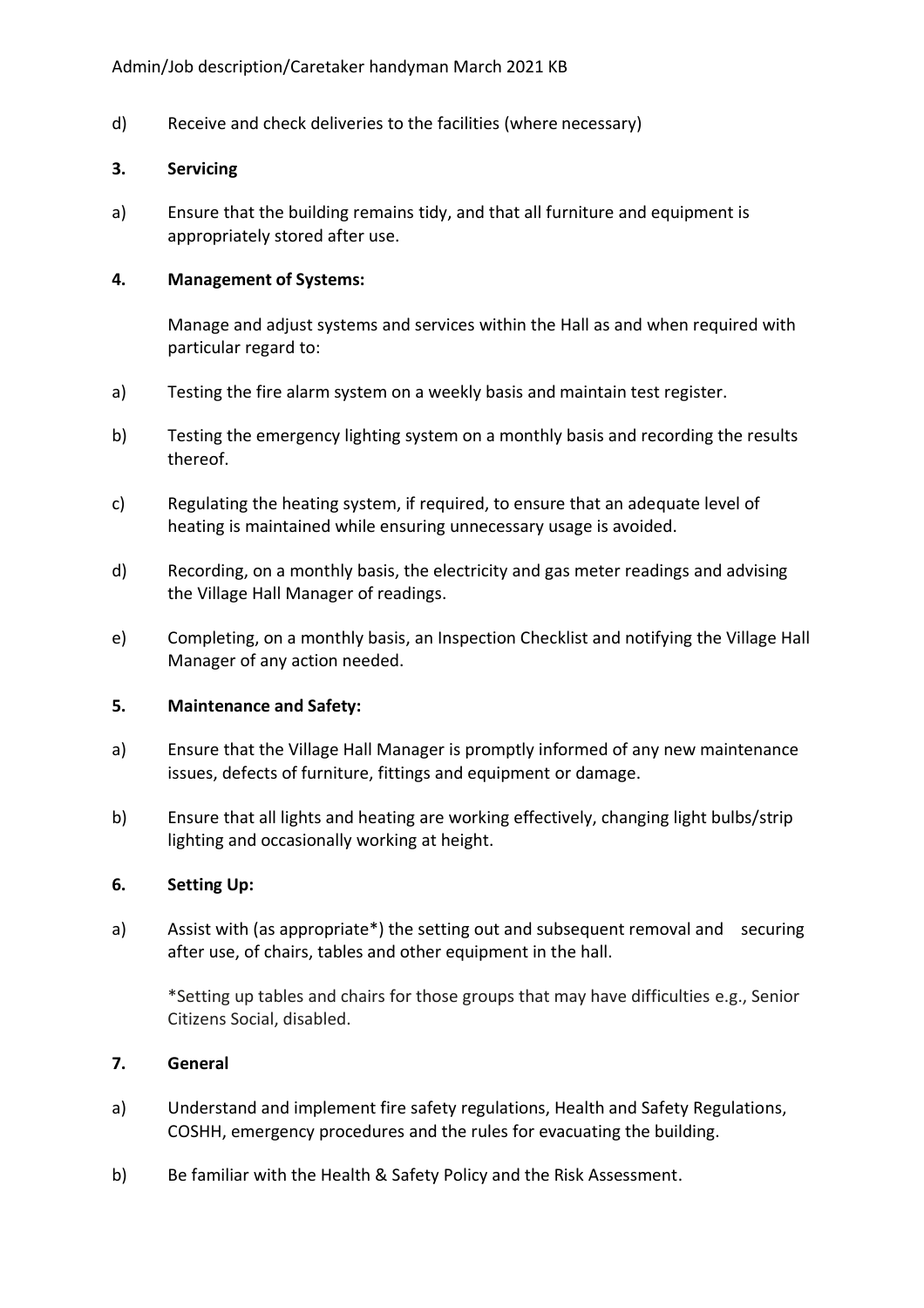d) Receive and check deliveries to the facilities (where necessary)

**3. Servicing**

a) Ensure that the building remains tidy, and that all furniture and equipment is appropriately stored after use.

**4. Management of Systems:**

Manage and adjust systems and services within the Hall as and when required with particular regard to:

a) Testing the fire alarm system on a weekly basis and maintain test register.

b) Testing the emergency lighting system on a monthly basis and recording the results thereof.

c) Regulating the heating system, if required, to ensure that an adequate level of heating is maintained while ensuring unnecessary usage is avoided.

d) Recording, on a monthly basis, the electricity and gas meter readings and advising the Village Hall Manager of readings.

e) Completing, on a monthly basis, an Inspection Checklist and notifying the Village Hall Manager of any action needed.

**5. Maintenance and Safety:**

a) Ensure that the Village Hall Manager is promptly informed of any new maintenance issues, defects of furniture, fittings and equipment or damage.

b) Ensure that all lights and heating are working effectively, changing light bulbs/strip lighting and occasionally working at height.

**6. Setting Up:**

a) Assist with (as appropriate*) the setting out and subsequent removal and securing after use, of chairs, tables and other equipment in the hall.

*Setting up tables and chairs for those groups that may have difficulties e.g., Senior Citizens Social, disabled.

**7. General**

a) Understand and implement fire safety regulations, Health and Safety Regulations, COSHH, emergency procedures and the rules for evacuating the building.

b) Be familiar with the Health & Safety Policy and the Risk Assessment.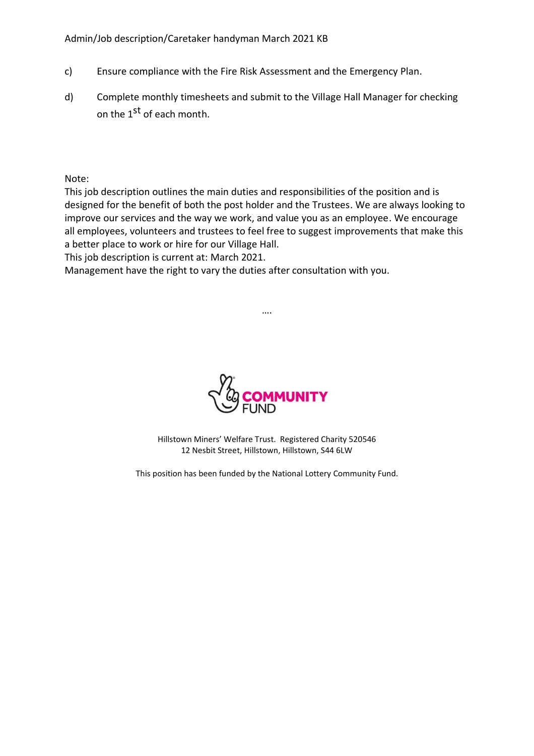c) Ensure compliance with the Fire Risk Assessment and the Emergency Plan.

d) Complete monthly timesheets and submit to the Village Hall Manager for checking on the 1st of each month.

Note:
This job description outlines the main duties and responsibilities of the position and is designed for the benefit of both the post holder and the Trustees. We are always looking to improve our services and the way we work, and value you as an employee. We encourage all employees, volunteers and trustees to feel free to suggest improvements that make this a better place to work or hire for our Village Hall.
This job description is current at: March 2021.
Management have the right to vary the duties after consultation with you.

….

COMMUNITY FUND

Hillstown Miners' Welfare Trust. Registered Charity 520546
12 Nesbit Street, Hillstown, Hillstown, S44 6LW

This position has been funded by the National Lottery Community Fund.